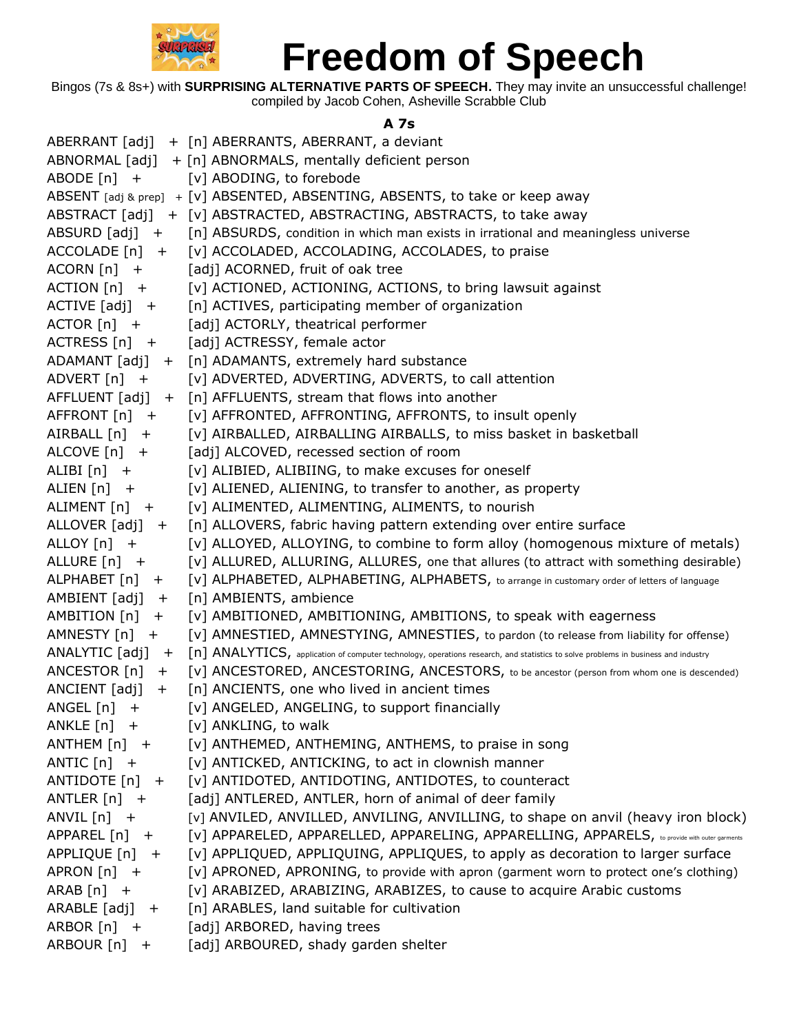# Freedom of Speech

Bingos (7s & 8s+) with **SURPRISING ALTERNATIVE PARTS OF SPEECH.** They may invite an unsuccessful challenge!
compiled by Jacob Cohen, Asheville Scrabble Club

### A 7s

ABERRANT [adj] + [n] ABERRANTS, ABERRANT, a deviant
ABNORMAL [adj] + [n] ABNORMALS, mentally deficient person
ABODE [n] + [v] ABODING, to forebode
ABSENT [adj & prep] + [v] ABSENTED, ABSENTING, ABSENTS, to take or keep away
ABSTRACT [adj] + [v] ABSTRACTED, ABSTRACTING, ABSTRACTS, to take away
ABSURD [adj] + [n] ABSURDS, condition in which man exists in irrational and meaningless universe
ACCOLADE [n] + [v] ACCOLADED, ACCOLADING, ACCOLADES, to praise
ACORN [n] + [adj] ACORNED, fruit of oak tree
ACTION [n] + [v] ACTIONED, ACTIONING, ACTIONS, to bring lawsuit against
ACTIVE [adj] + [n] ACTIVES, participating member of organization
ACTOR [n] + [adj] ACTORLY, theatrical performer
ACTRESS [n] + [adj] ACTRESSY, female actor
ADAMANT [adj] + [n] ADAMANTS, extremely hard substance
ADVERT [n] + [v] ADVERTED, ADVERTING, ADVERTS, to call attention
AFFLUENT [adj] + [n] AFFLUENTS, stream that flows into another
AFFRONT [n] + [v] AFFRONTED, AFFRONTING, AFFRONTS, to insult openly
AIRBALL [n] + [v] AIRBALLED, AIRBALLING AIRBALLS, to miss basket in basketball
ALCOVE [n] + [adj] ALCOVED, recessed section of room
ALIBI [n] + [v] ALIBIED, ALIBIING, to make excuses for oneself
ALIEN [n] + [v] ALIENED, ALIENING, to transfer to another, as property
ALIMENT [n] + [v] ALIMENTED, ALIMENTING, ALIMENTS, to nourish
ALLOVER [adj] + [n] ALLOVERS, fabric having pattern extending over entire surface
ALLOY [n] + [v] ALLOYED, ALLOYING, to combine to form alloy (homogenous mixture of metals)
ALLURE [n] + [v] ALLURED, ALLURING, ALLURES, one that allures (to attract with something desirable)
ALPHABET [n] + [v] ALPHABETED, ALPHABETING, ALPHABETS, to arrange in customary order of letters of language
AMBIENT [adj] + [n] AMBIENTS, ambience
AMBITION [n] + [v] AMBITIONED, AMBITIONING, AMBITIONS, to speak with eagerness
AMNESTY [n] + [v] AMNESTIED, AMNESTYING, AMNESTIES, to pardon (to release from liability for offense)
ANALYTIC [adj] + [n] ANALYTICS, application of computer technology, operations research, and statistics to solve problems in business and industry
ANCESTOR [n] + [v] ANCESTORED, ANCESTORING, ANCESTORS, to be ancestor (person from whom one is descended)
ANCIENT [adj] + [n] ANCIENTS, one who lived in ancient times
ANGEL [n] + [v] ANGELED, ANGELING, to support financially
ANKLE [n] + [v] ANKLING, to walk
ANTHEM [n] + [v] ANTHEMED, ANTHEMING, ANTHEMS, to praise in song
ANTIC [n] + [v] ANTICKED, ANTICKING, to act in clownish manner
ANTIDOTE [n] + [v] ANTIDOTED, ANTIDOTING, ANTIDOTES, to counteract
ANTLER [n] + [adj] ANTLERED, ANTLER, horn of animal of deer family
ANVIL [n] + [v] ANVILED, ANVILLED, ANVILING, ANVILLING, to shape on anvil (heavy iron block)
APPAREL [n] + [v] APPARELED, APPARELLED, APPARELING, APPARELLING, APPARELS, to provide with outer garments
APPLIQUE [n] + [v] APPLIQUED, APPLIQUING, APPLIQUES, to apply as decoration to larger surface
APRON [n] + [v] APRONED, APRONING, to provide with apron (garment worn to protect one's clothing)
ARAB [n] + [v] ARABIZED, ARABIZING, ARABIZES, to cause to acquire Arabic customs
ARABLE [adj] + [n] ARABLES, land suitable for cultivation
ARBOR [n] + [adj] ARBORED, having trees
ARBOUR [n] + [adj] ARBOURED, shady garden shelter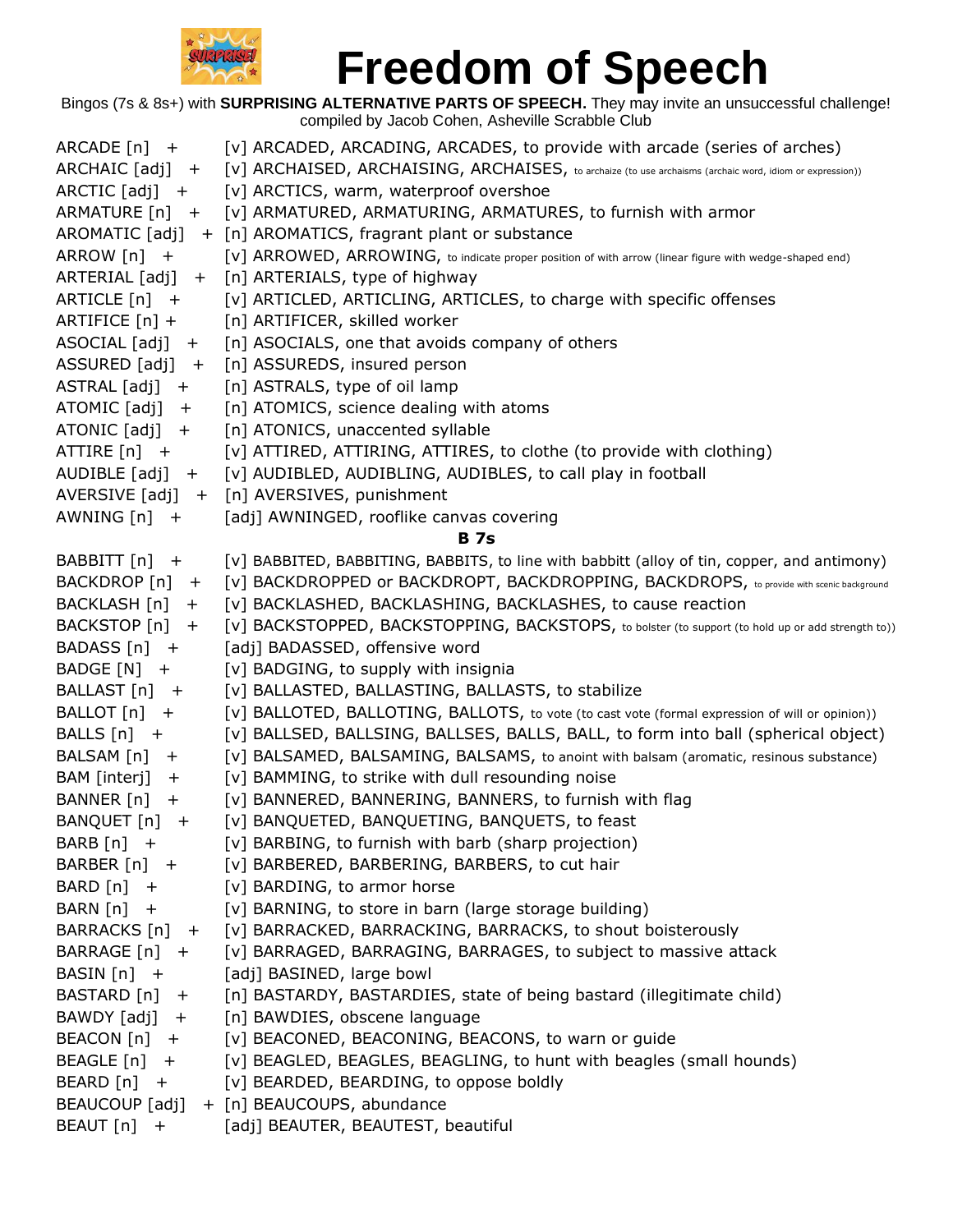# Freedom of Speech

Bingos (7s & 8s+) with **SURPRISING ALTERNATIVE PARTS OF SPEECH.** They may invite an unsuccessful challenge!
compiled by Jacob Cohen, Asheville Scrabble Club

| | |
|---|---|
| ARCADE [n] + | [v] ARCADED, ARCADING, ARCADES, to provide with arcade (series of arches) |
| ARCHAIC [adj] + | [v] ARCHAISED, ARCHAISING, ARCHAISES, to archaize (to use archaisms (archaic word, idiom or expression)) |
| ARCTIC [adj] + | [v] ARCTICS, warm, waterproof overshoe |
| ARMATURE [n] + | [v] ARMATURED, ARMATURING, ARMATURES, to furnish with armor |
| AROMATIC [adj] + | [n] AROMATICS, fragrant plant or substance |
| ARROW [n] + | [v] ARROWED, ARROWING, to indicate proper position of with arrow (linear figure with wedge-shaped end) |
| ARTERIAL [adj] + | [n] ARTERIALS, type of highway |
| ARTICLE [n] + | [v] ARTICLED, ARTICLING, ARTICLES, to charge with specific offenses |
| ARTIFICE [n] + | [n] ARTIFICER, skilled worker |
| ASOCIAL [adj] + | [n] ASOCIALS, one that avoids company of others |
| ASSURED [adj] + | [n] ASSUREDS, insured person |
| ASTRAL [adj] + | [n] ASTRALS, type of oil lamp |
| ATOMIC [adj] + | [n] ATOMICS, science dealing with atoms |
| ATONIC [adj] + | [n] ATONICS, unaccented syllable |
| ATTIRE [n] + | [v] ATTIRED, ATTIRING, ATTIRES, to clothe (to provide with clothing) |
| AUDIBLE [adj] + | [v] AUDIBLED, AUDIBLING, AUDIBLES, to call play in football |
| AVERSIVE [adj] + | [n] AVERSIVES, punishment |
| AWNING [n] + | [adj] AWNINGED, rooflike canvas covering |

**B 7s**

| | |
|---|---|
| BABBITT [n] + | [v] BABBITED, BABBITING, BABBITS, to line with babbitt (alloy of tin, copper, and antimony) |
| BACKDROP [n] + | [v] BACKDROPPED or BACKDROPT, BACKDROPPING, BACKDROPS, to provide with scenic background |
| BACKLASH [n] + | [v] BACKLASHED, BACKLASHING, BACKLASHES, to cause reaction |
| BACKSTOP [n] + | [v] BACKSTOPPED, BACKSTOPPING, BACKSTOPS, to bolster (to support (to hold up or add strength to)) |
| BADASS [n] + | [adj] BADASSED, offensive word |
| BADGE [N] + | [v] BADGING, to supply with insignia |
| BALLAST [n] + | [v] BALLASTED, BALLASTING, BALLASTS, to stabilize |
| BALLOT [n] + | [v] BALLOTED, BALLOTING, BALLOTS, to vote (to cast vote (formal expression of will or opinion)) |
| BALLS [n] + | [v] BALLSED, BALLSING, BALLSES, BALLS, BALL, to form into ball (spherical object) |
| BALSAM [n] + | [v] BALSAMED, BALSAMING, BALSAMS, to anoint with balsam (aromatic, resinous substance) |
| BAM [interj] + | [v] BAMMING, to strike with dull resounding noise |
| BANNER [n] + | [v] BANNERED, BANNERING, BANNERS, to furnish with flag |
| BANQUET [n] + | [v] BANQUETED, BANQUETING, BANQUETS, to feast |
| BARB [n] + | [v] BARBING, to furnish with barb (sharp projection) |
| BARBER [n] + | [v] BARBERED, BARBERING, BARBERS, to cut hair |
| BARD [n] + | [v] BARDING, to armor horse |
| BARN [n] + | [v] BARNING, to store in barn (large storage building) |
| BARRACKS [n] + | [v] BARRACKED, BARRACKING, BARRACKS, to shout boisterously |
| BARRAGE [n] + | [v] BARRAGED, BARRAGING, BARRAGES, to subject to massive attack |
| BASIN [n] + | [adj] BASINED, large bowl |
| BASTARD [n] + | [n] BASTARDY, BASTARDIES, state of being bastard (illegitimate child) |
| BAWDY [adj] + | [n] BAWDIES, obscene language |
| BEACON [n] + | [v] BEACONED, BEACONING, BEACONS, to warn or guide |
| BEAGLE [n] + | [v] BEAGLED, BEAGLES, BEAGLING, to hunt with beagles (small hounds) |
| BEARD [n] + | [v] BEARDED, BEARDING, to oppose boldly |
| BEAUCOUP [adj] + | [n] BEAUCOUPS, abundance |
| BEAUT [n] + | [adj] BEAUTER, BEAUTEST, beautiful |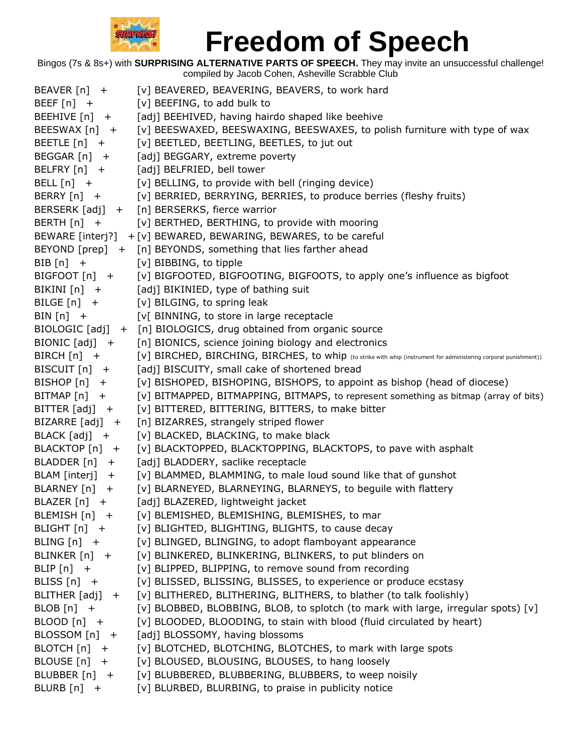# Freedom of Speech

Bingos (7s & 8s+) with **SURPRISING ALTERNATIVE PARTS OF SPEECH.** They may invite an unsuccessful challenge! compiled by Jacob Cohen, Asheville Scrabble Club

| | |
|---|---|
| BEAVER [n] + | [v] BEAVERED, BEAVERING, BEAVERS, to work hard |
| BEEF [n] + | [v] BEEFING, to add bulk to |
| BEEHIVE [n] + | [adj] BEEHIVED, having hairdo shaped like beehive |
| BEESWAX [n] + | [v] BEESWAXED, BEESWAXING, BEESWAXES, to polish furniture with type of wax |
| BEETLE [n] + | [v] BEETLED, BEETLING, BEETLES, to jut out |
| BEGGAR [n] + | [adj] BEGGARY, extreme poverty |
| BELFRY [n] + | [adj] BELFRIED, bell tower |
| BELL [n] + | [v] BELLING, to provide with bell (ringing device) |
| BERRY [n] + | [v] BERRIED, BERRYING, BERRIES, to produce berries (fleshy fruits) |
| BERSERK [adj] + | [n] BERSERKS, fierce warrior |
| BERTH [n] + | [v] BERTHED, BERTHING, to provide with mooring |
| BEWARE [interj?] + | [v] BEWARED, BEWARING, BEWARES, to be careful |
| BEYOND [prep] + | [n] BEYONDS, something that lies farther ahead |
| BIB [n] + | [v] BIBBING, to tipple |
| BIGFOOT [n] + | [v] BIGFOOTED, BIGFOOTING, BIGFOOTS, to apply one's influence as bigfoot |
| BIKINI [n] + | [adj] BIKINIED, type of bathing suit |
| BILGE [n] + | [v] BILGING, to spring leak |
| BIN [n] + | [v[ BINNING, to store in large receptacle |
| BIOLOGIC [adj] + | [n] BIOLOGICS, drug obtained from organic source |
| BIONIC [adj] + | [n] BIONICS, science joining biology and electronics |
| BIRCH [n] + | [v] BIRCHED, BIRCHING, BIRCHES, to whip (to strike with whip (instrument for administering corporal punishment)) |
| BISCUIT [n] + | [adj] BISCUITY, small cake of shortened bread |
| BISHOP [n] + | [v] BISHOPED, BISHOPING, BISHOPS, to appoint as bishop (head of diocese) |
| BITMAP [n] + | [v] BITMAPPED, BITMAPPING, BITMAPS, to represent something as bitmap (array of bits) |
| BITTER [adj] + | [v] BITTERED, BITTERING, BITTERS, to make bitter |
| BIZARRE [adj] + | [n] BIZARRES, strangely striped flower |
| BLACK [adj] + | [v] BLACKED, BLACKING, to make black |
| BLACKTOP [n] + | [v] BLACKTOPPED, BLACKTOPPING, BLACKTOPS, to pave with asphalt |
| BLADDER [n] + | [adj] BLADDERY, saclike receptacle |
| BLAM [interj] + | [v] BLAMMED, BLAMMING, to male loud sound like that of gunshot |
| BLARNEY [n] + | [v] BLARNEYED, BLARNEYING, BLARNEYS, to beguile with flattery |
| BLAZER [n] + | [adj] BLAZERED, lightweight jacket |
| BLEMISH [n] + | [v] BLEMISHED, BLEMISHING, BLEMISHES, to mar |
| BLIGHT [n] + | [v] BLIGHTED, BLIGHTING, BLIGHTS, to cause decay |
| BLING [n] + | [v] BLINGED, BLINGING, to adopt flamboyant appearance |
| BLINKER [n] + | [v] BLINKERED, BLINKERING, BLINKERS, to put blinders on |
| BLIP [n] + | [v] BLIPPED, BLIPPING, to remove sound from recording |
| BLISS [n] + | [v] BLISSED, BLISSING, BLISSES, to experience or produce ecstasy |
| BLITHER [adj] + | [v] BLITHERED, BLITHERING, BLITHERS, to blather (to talk foolishly) |
| BLOB [n] + | [v] BLOBBED, BLOBBING, BLOB, to splotch (to mark with large, irregular spots) [v] |
| BLOOD [n] + | [v] BLOODED, BLOODING, to stain with blood (fluid circulated by heart) |
| BLOSSOM [n] + | [adj] BLOSSOMY, having blossoms |
| BLOTCH [n] + | [v] BLOTCHED, BLOTCHING, BLOTCHES, to mark with large spots |
| BLOUSE [n] + | [v] BLOUSED, BLOUSING, BLOUSES, to hang loosely |
| BLUBBER [n] + | [v] BLUBBERED, BLUBBERING, BLUBBERS, to weep noisily |
| BLURB [n] + | [v] BLURBED, BLURBING, to praise in publicity notice |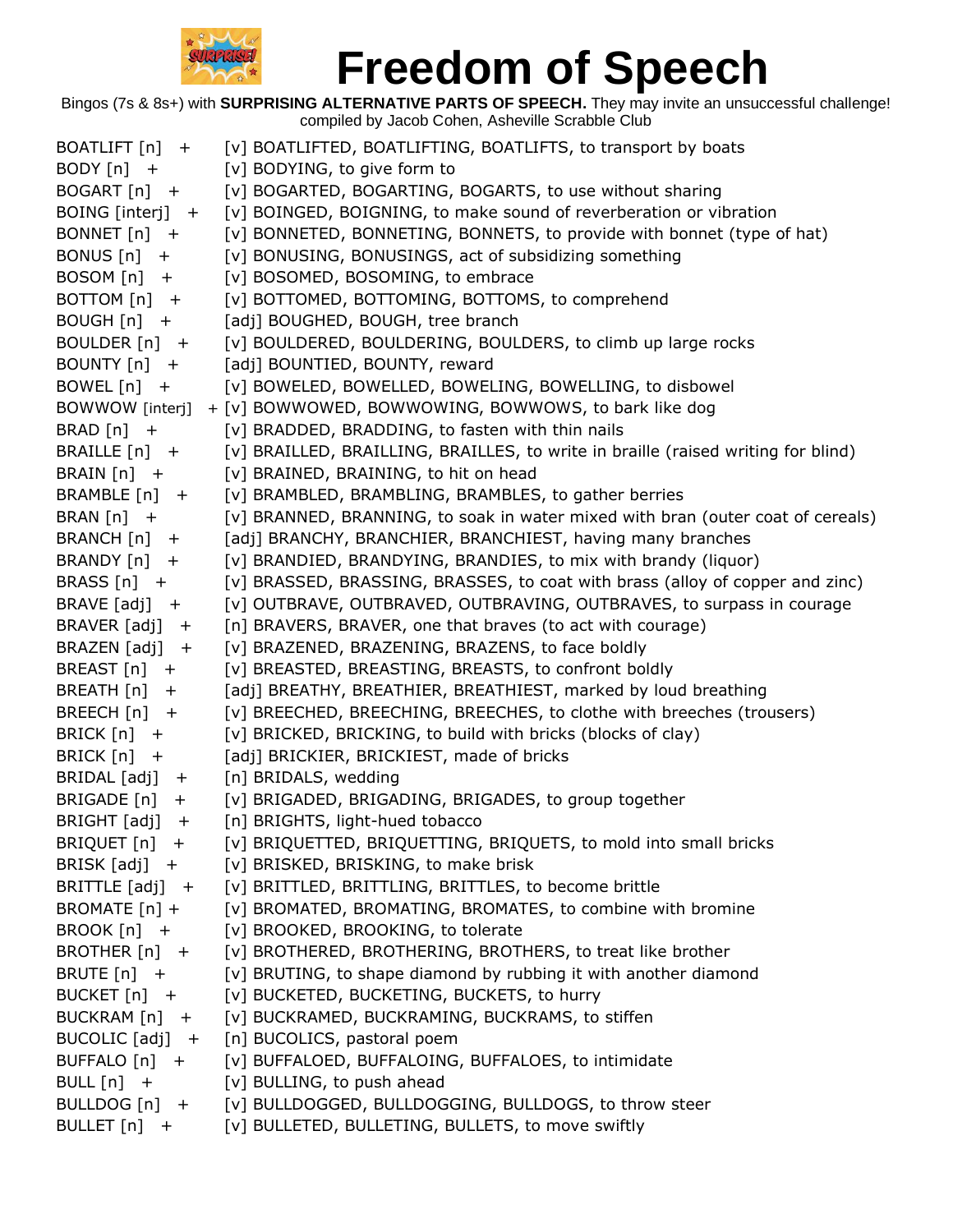# Freedom of Speech

Bingos (7s & 8s+) with **SURPRISING ALTERNATIVE PARTS OF SPEECH.** They may invite an unsuccessful challenge! compiled by Jacob Cohen, Asheville Scrabble Club

BOATLIFT [n] + [v] BOATLIFTED, BOATLIFTING, BOATLIFTS, to transport by boats
BODY [n] + [v] BODYING, to give form to
BOGART [n] + [v] BOGARTED, BOGARTING, BOGARTS, to use without sharing
BOING [interj] + [v] BOINGED, BOIGNING, to make sound of reverberation or vibration
BONNET [n] + [v] BONNETED, BONNETING, BONNETS, to provide with bonnet (type of hat)
BONUS [n] + [v] BONUSING, BONUSINGS, act of subsidizing something
BOSOM [n] + [v] BOSOMED, BOSOMING, to embrace
BOTTOM [n] + [v] BOTTOMED, BOTTOMING, BOTTOMS, to comprehend
BOUGH [n] + [adj] BOUGHED, BOUGH, tree branch
BOULDER [n] + [v] BOULDERED, BOULDERING, BOULDERS, to climb up large rocks
BOUNTY [n] + [adj] BOUNTIED, BOUNTY, reward
BOWEL [n] + [v] BOWELED, BOWELLED, BOWELING, BOWELLING, to disbowel
BOWWOW [interj] + [v] BOWWOWED, BOWWOWING, BOWWOWS, to bark like dog
BRAD [n] + [v] BRADDED, BRADDING, to fasten with thin nails
BRAILLE [n] + [v] BRAILLED, BRAILLING, BRAILLES, to write in braille (raised writing for blind)
BRAIN [n] + [v] BRAINED, BRAINING, to hit on head
BRAMBLE [n] + [v] BRAMBLED, BRAMBLING, BRAMBLES, to gather berries
BRAN [n] + [v] BRANNED, BRANNING, to soak in water mixed with bran (outer coat of cereals)
BRANCH [n] + [adj] BRANCHY, BRANCHIER, BRANCHIEST, having many branches
BRANDY [n] + [v] BRANDIED, BRANDYING, BRANDIES, to mix with brandy (liquor)
BRASS [n] + [v] BRASSED, BRASSING, BRASSES, to coat with brass (alloy of copper and zinc)
BRAVE [adj] + [v] OUTBRAVE, OUTBRAVED, OUTBRAVING, OUTBRAVES, to surpass in courage
BRAVER [adj] + [n] BRAVERS, BRAVER, one that braves (to act with courage)
BRAZEN [adj] + [v] BRAZENED, BRAZENING, BRAZENS, to face boldly
BREAST [n] + [v] BREASTED, BREASTING, BREASTS, to confront boldly
BREATH [n] + [adj] BREATHY, BREATHIER, BREATHIEST, marked by loud breathing
BREECH [n] + [v] BREECHED, BREECHING, BREECHES, to clothe with breeches (trousers)
BRICK [n] + [v] BRICKED, BRICKING, to build with bricks (blocks of clay)
BRICK [n] + [adj] BRICKIER, BRICKIEST, made of bricks
BRIDAL [adj] + [n] BRIDALS, wedding
BRIGADE [n] + [v] BRIGADED, BRIGADING, BRIGADES, to group together
BRIGHT [adj] + [n] BRIGHTS, light-hued tobacco
BRIQUET [n] + [v] BRIQUETTED, BRIQUETTING, BRIQUETS, to mold into small bricks
BRISK [adj] + [v] BRISKED, BRISKING, to make brisk
BRITTLE [adj] + [v] BRITTLED, BRITTLING, BRITTLES, to become brittle
BROMATE [n] + [v] BROMATED, BROMATING, BROMATES, to combine with bromine
BROOK [n] + [v] BROOKED, BROOKING, to tolerate
BROTHER [n] + [v] BROTHERED, BROTHERING, BROTHERS, to treat like brother
BRUTE [n] + [v] BRUTING, to shape diamond by rubbing it with another diamond
BUCKET [n] + [v] BUCKETED, BUCKETING, BUCKETS, to hurry
BUCKRAM [n] + [v] BUCKRAMED, BUCKRAMING, BUCKRAMS, to stiffen
BUCOLIC [adj] + [n] BUCOLICS, pastoral poem
BUFFALO [n] + [v] BUFFALOED, BUFFALOING, BUFFALOES, to intimidate
BULL [n] + [v] BULLING, to push ahead
BULLDOG [n] + [v] BULLDOGGED, BULLDOGGING, BULLDOGS, to throw steer
BULLET [n] + [v] BULLETED, BULLETING, BULLETS, to move swiftly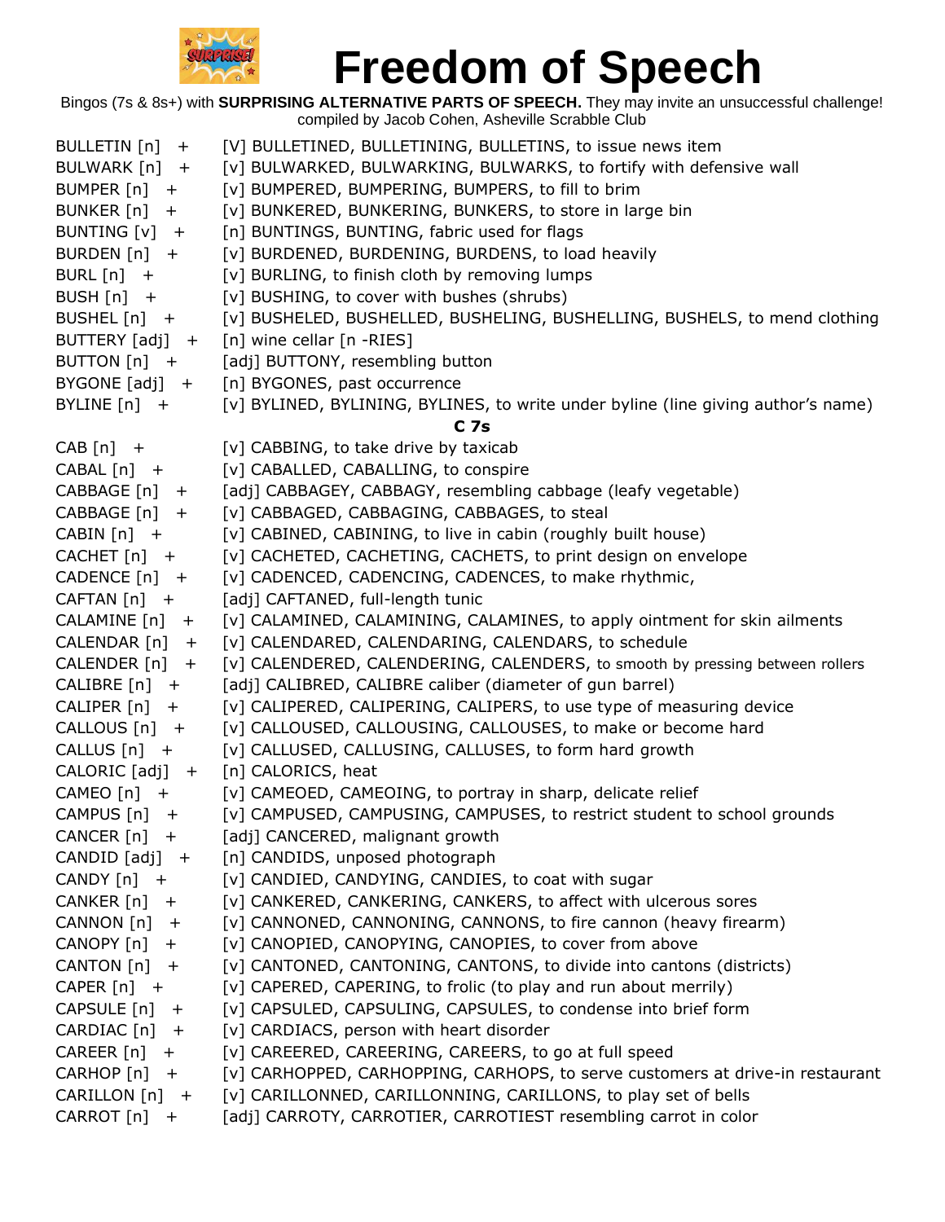# Freedom of Speech

Bingos (7s & 8s+) with **SURPRISING ALTERNATIVE PARTS OF SPEECH.** They may invite an unsuccessful challenge!
compiled by Jacob Cohen, Asheville Scrabble Club

BULLETIN [n] + [V] BULLETINED, BULLETINING, BULLETINS, to issue news item
BULWARK [n] + [v] BULWARKED, BULWARKING, BULWARKS, to fortify with defensive wall
BUMPER [n] + [v] BUMPERED, BUMPERING, BUMPERS, to fill to brim
BUNKER [n] + [v] BUNKERED, BUNKERING, BUNKERS, to store in large bin
BUNTING [v] + [n] BUNTINGS, BUNTING, fabric used for flags
BURDEN [n] + [v] BURDENED, BURDENING, BURDENS, to load heavily
BURL [n] + [v] BURLING, to finish cloth by removing lumps
BUSH [n] + [v] BUSHING, to cover with bushes (shrubs)
BUSHEL [n] + [v] BUSHELED, BUSHELLED, BUSHELING, BUSHELLING, BUSHELS, to mend clothing
BUTTERY [adj] + [n] wine cellar [n -RIES]
BUTTON [n] + [adj] BUTTONY, resembling button
BYGONE [adj] + [n] BYGONES, past occurrence
BYLINE [n] + [v] BYLINED, BYLINING, BYLINES, to write under byline (line giving author's name)

**C 7s**

CAB [n] + [v] CABBING, to take drive by taxicab
CABAL [n] + [v] CABALLED, CABALLING, to conspire
CABBAGE [n] + [adj] CABBAGEY, CABBAGY, resembling cabbage (leafy vegetable)
CABBAGE [n] + [v] CABBAGED, CABBAGING, CABBAGES, to steal
CABIN [n] + [v] CABINED, CABINING, to live in cabin (roughly built house)
CACHET [n] + [v] CACHETED, CACHETING, CACHETS, to print design on envelope
CADENCE [n] + [v] CADENCED, CADENCING, CADENCES, to make rhythmic,
CAFTAN [n] + [adj] CAFTANED, full-length tunic
CALAMINE [n] + [v] CALAMINED, CALAMINING, CALAMINES, to apply ointment for skin ailments
CALENDAR [n] + [v] CALENDARED, CALENDARING, CALENDARS, to schedule
CALENDER [n] + [v] CALENDERED, CALENDERING, CALENDERS, to smooth by pressing between rollers
CALIBRE [n] + [adj] CALIBRED, CALIBRE caliber (diameter of gun barrel)
CALIPER [n] + [v] CALIPERED, CALIPERING, CALIPERS, to use type of measuring device
CALLOUS [n] + [v] CALLOUSED, CALLOUSING, CALLOUSES, to make or become hard
CALLUS [n] + [v] CALLUSED, CALLUSING, CALLUSES, to form hard growth
CALORIC [adj] + [n] CALORICS, heat
CAMEO [n] + [v] CAMEOED, CAMEOING, to portray in sharp, delicate relief
CAMPUS [n] + [v] CAMPUSED, CAMPUSING, CAMPUSES, to restrict student to school grounds
CANCER [n] + [adj] CANCERED, malignant growth
CANDID [adj] + [n] CANDIDS, unposed photograph
CANDY [n] + [v] CANDIED, CANDYING, CANDIES, to coat with sugar
CANKER [n] + [v] CANKERED, CANKERING, CANKERS, to affect with ulcerous sores
CANNON [n] + [v] CANNONED, CANNONING, CANNONS, to fire cannon (heavy firearm)
CANOPY [n] + [v] CANOPIED, CANOPYING, CANOPIES, to cover from above
CANTON [n] + [v] CANTONED, CANTONING, CANTONS, to divide into cantons (districts)
CAPER [n] + [v] CAPERED, CAPERING, to frolic (to play and run about merrily)
CAPSULE [n] + [v] CAPSULED, CAPSULING, CAPSULES, to condense into brief form
CARDIAC [n] + [v] CARDIACS, person with heart disorder
CAREER [n] + [v] CAREERED, CAREERING, CAREERS, to go at full speed
CARHOP [n] + [v] CARHOPPED, CARHOPPING, CARHOPS, to serve customers at drive-in restaurant
CARILLON [n] + [v] CARILLONNED, CARILLONNING, CARILLONS, to play set of bells
CARROT [n] + [adj] CARROTY, CARROTIER, CARROTIEST resembling carrot in color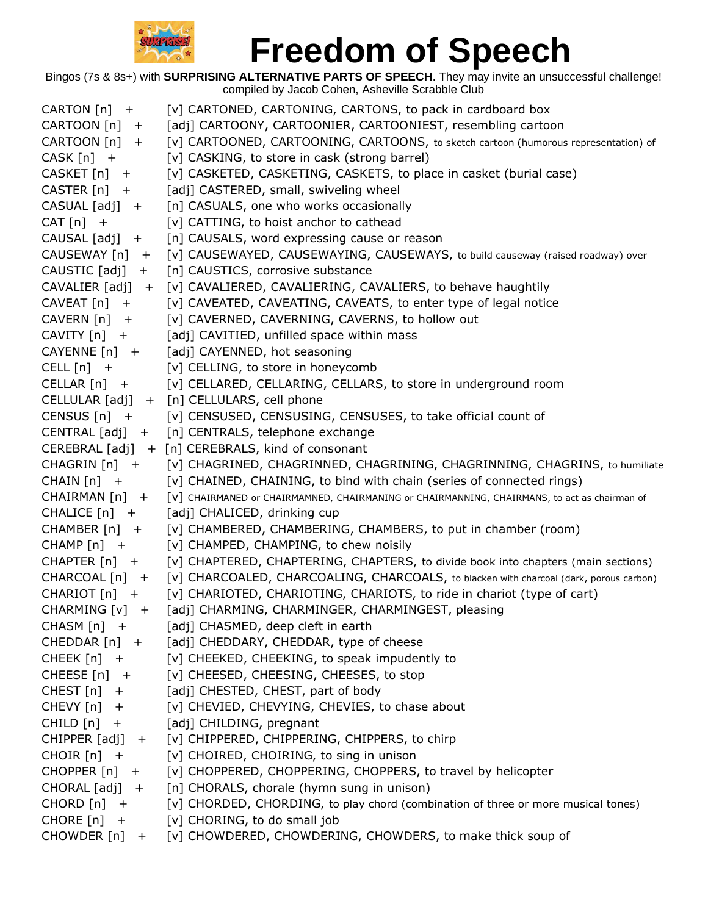# Freedom of Speech

Bingos (7s & 8s+) with **SURPRISING ALTERNATIVE PARTS OF SPEECH.** They may invite an unsuccessful challenge!
compiled by Jacob Cohen, Asheville Scrabble Club

| | |
|---|---|
| CARTON [n] + | [v] CARTONED, CARTONING, CARTONS, to pack in cardboard box |
| CARTOON [n] + | [adj] CARTOONY, CARTOONIER, CARTOONIEST, resembling cartoon |
| CARTOON [n] + | [v] CARTOONED, CARTOONING, CARTOONS, to sketch cartoon (humorous representation) of |
| CASK [n] + | [v] CASKING, to store in cask (strong barrel) |
| CASKET [n] + | [v] CASKETED, CASKETING, CASKETS, to place in casket (burial case) |
| CASTER [n] + | [adj] CASTERED, small, swiveling wheel |
| CASUAL [adj] + | [n] CASUALS, one who works occasionally |
| CAT [n] + | [v] CATTING, to hoist anchor to cathead |
| CAUSAL [adj] + | [n] CAUSALS, word expressing cause or reason |
| CAUSEWAY [n] + | [v] CAUSEWAYED, CAUSEWAYING, CAUSEWAYS, to build causeway (raised roadway) over |
| CAUSTIC [adj] + | [n] CAUSTICS, corrosive substance |
| CAVALIER [adj] + | [v] CAVALIERED, CAVALIERING, CAVALIERS, to behave haughtily |
| CAVEAT [n] + | [v] CAVEATED, CAVEATING, CAVEATS, to enter type of legal notice |
| CAVERN [n] + | [v] CAVERNED, CAVERNING, CAVERNS, to hollow out |
| CAVITY [n] + | [adj] CAVITIED, unfilled space within mass |
| CAYENNE [n] + | [adj] CAYENNED, hot seasoning |
| CELL [n] + | [v] CELLING, to store in honeycomb |
| CELLAR [n] + | [v] CELLARED, CELLARING, CELLARS, to store in underground room |
| CELLULAR [adj] + | [n] CELLULARS, cell phone |
| CENSUS [n] + | [v] CENSUSED, CENSUSING, CENSUSES, to take official count of |
| CENTRAL [adj] + | [n] CENTRALS, telephone exchange |
| CEREBRAL [adj] + | [n] CEREBRALS, kind of consonant |
| CHAGRIN [n] + | [v] CHAGRINED, CHAGRINNED, CHAGRINING, CHAGRINNING, CHAGRINS, to humiliate |
| CHAIN [n] + | [v] CHAINED, CHAINING, to bind with chain (series of connected rings) |
| CHAIRMAN [n] + | [v] CHAIRMANED or CHAIRMAMNED, CHAIRMANING or CHAIRMANNING, CHAIRMANS, to act as chairman of |
| CHALICE [n] + | [adj] CHALICED, drinking cup |
| CHAMBER [n] + | [v] CHAMBERED, CHAMBERING, CHAMBERS, to put in chamber (room) |
| CHAMP [n] + | [v] CHAMPED, CHAMPING, to chew noisily |
| CHAPTER [n] + | [v] CHAPTERED, CHAPTERING, CHAPTERS, to divide book into chapters (main sections) |
| CHARCOAL [n] + | [v] CHARCOALED, CHARCOALING, CHARCOALS, to blacken with charcoal (dark, porous carbon) |
| CHARIOT [n] + | [v] CHARIOTED, CHARIOTING, CHARIOTS, to ride in chariot (type of cart) |
| CHARMING [v] + | [adj] CHARMING, CHARMINGER, CHARMINGEST, pleasing |
| CHASM [n] + | [adj] CHASMED, deep cleft in earth |
| CHEDDAR [n] + | [adj] CHEDDARY, CHEDDAR, type of cheese |
| CHEEK [n] + | [v] CHEEKED, CHEEKING, to speak impudently to |
| CHEESE [n] + | [v] CHEESED, CHEESING, CHEESES, to stop |
| CHEST [n] + | [adj] CHESTED, CHEST, part of body |
| CHEVY [n] + | [v] CHEVIED, CHEVYING, CHEVIES, to chase about |
| CHILD [n] + | [adj] CHILDING, pregnant |
| CHIPPER [adj] + | [v] CHIPPERED, CHIPPERING, CHIPPERS, to chirp |
| CHOIR [n] + | [v] CHOIRED, CHOIRING, to sing in unison |
| CHOPPER [n] + | [v] CHOPPERED, CHOPPERING, CHOPPERS, to travel by helicopter |
| CHORAL [adj] + | [n] CHORALS, chorale (hymn sung in unison) |
| CHORD [n] + | [v] CHORDED, CHORDING, to play chord (combination of three or more musical tones) |
| CHORE [n] + | [v] CHORING, to do small job |
| CHOWDER [n] + | [v] CHOWDERED, CHOWDERING, CHOWDERS, to make thick soup of |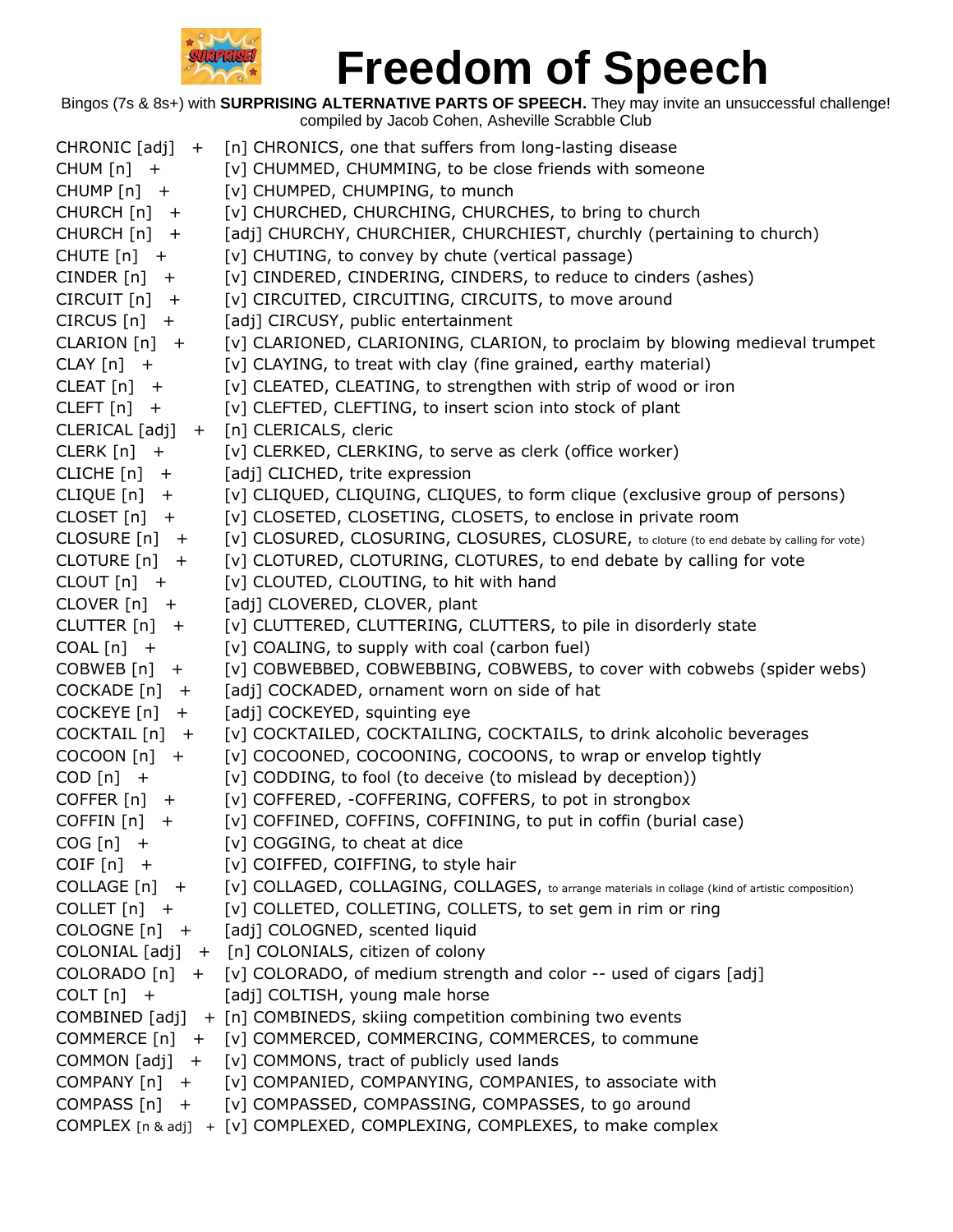# Freedom of Speech

Bingos (7s & 8s+) with **SURPRISING ALTERNATIVE PARTS OF SPEECH.** They may invite an unsuccessful challenge!
compiled by Jacob Cohen, Asheville Scrabble Club

CHRONIC [adj] + [n] CHRONICS, one that suffers from long-lasting disease
CHUM [n] + [v] CHUMMED, CHUMMING, to be close friends with someone
CHUMP [n] + [v] CHUMPED, CHUMPING, to munch
CHURCH [n] + [v] CHURCHED, CHURCHING, CHURCHES, to bring to church
CHURCH [n] + [adj] CHURCHY, CHURCHIER, CHURCHIEST, churchly (pertaining to church)
CHUTE [n] + [v] CHUTING, to convey by chute (vertical passage)
CINDER [n] + [v] CINDERED, CINDERING, CINDERS, to reduce to cinders (ashes)
CIRCUIT [n] + [v] CIRCUITED, CIRCUITING, CIRCUITS, to move around
CIRCUS [n] + [adj] CIRCUSY, public entertainment
CLARION [n] + [v] CLARIONED, CLARIONING, CLARION, to proclaim by blowing medieval trumpet
CLAY [n] + [v] CLAYING, to treat with clay (fine grained, earthy material)
CLEAT [n] + [v] CLEATED, CLEATING, to strengthen with strip of wood or iron
CLEFT [n] + [v] CLEFTED, CLEFTING, to insert scion into stock of plant
CLERICAL [adj] + [n] CLERICALS, cleric
CLERK [n] + [v] CLERKED, CLERKING, to serve as clerk (office worker)
CLICHE [n] + [adj] CLICHED, trite expression
CLIQUE [n] + [v] CLIQUED, CLIQUING, CLIQUES, to form clique (exclusive group of persons)
CLOSET [n] + [v] CLOSETED, CLOSETING, CLOSETS, to enclose in private room
CLOSURE [n] + [v] CLOSURED, CLOSURING, CLOSURES, CLOSURE, to cloture (to end debate by calling for vote)
CLOTURE [n] + [v] CLOTURED, CLOTURING, CLOTURES, to end debate by calling for vote
CLOUT [n] + [v] CLOUTED, CLOUTING, to hit with hand
CLOVER [n] + [adj] CLOVERED, CLOVER, plant
CLUTTER [n] + [v] CLUTTERED, CLUTTERING, CLUTTERS, to pile in disorderly state
COAL [n] + [v] COALING, to supply with coal (carbon fuel)
COBWEB [n] + [v] COBWEBBED, COBWEBBING, COBWEBS, to cover with cobwebs (spider webs)
COCKADE [n] + [adj] COCKADED, ornament worn on side of hat
COCKEYE [n] + [adj] COCKEYED, squinting eye
COCKTAIL [n] + [v] COCKTAILED, COCKTAILING, COCKTAILS, to drink alcoholic beverages
COCOON [n] + [v] COCOONED, COCOONING, COCOONS, to wrap or envelop tightly
COD [n] + [v] CODDING, to fool (to deceive (to mislead by deception))
COFFER [n] + [v] COFFERED, -COFFERING, COFFERS, to pot in strongbox
COFFIN [n] + [v] COFFINED, COFFINS, COFFINING, to put in coffin (burial case)
COG [n] + [v] COGGING, to cheat at dice
COIF [n] + [v] COIFFED, COIFFING, to style hair
COLLAGE [n] + [v] COLLAGED, COLLAGING, COLLAGES, to arrange materials in collage (kind of artistic composition)
COLLET [n] + [v] COLLETED, COLLETING, COLLETS, to set gem in rim or ring
COLOGNE [n] + [adj] COLOGNED, scented liquid
COLONIAL [adj] + [n] COLONIALS, citizen of colony
COLORADO [n] + [v] COLORADO, of medium strength and color -- used of cigars [adj]
COLT [n] + [adj] COLTISH, young male horse
COMBINED [adj] + [n] COMBINEDS, skiing competition combining two events
COMMERCE [n] + [v] COMMERCED, COMMERCING, COMMERCES, to commune
COMMON [adj] + [v] COMMONS, tract of publicly used lands
COMPANY [n] + [v] COMPANIED, COMPANYING, COMPANIES, to associate with
COMPASS [n] + [v] COMPASSED, COMPASSING, COMPASSES, to go around
COMPLEX [n & adj] + [v] COMPLEXED, COMPLEXING, COMPLEXES, to make complex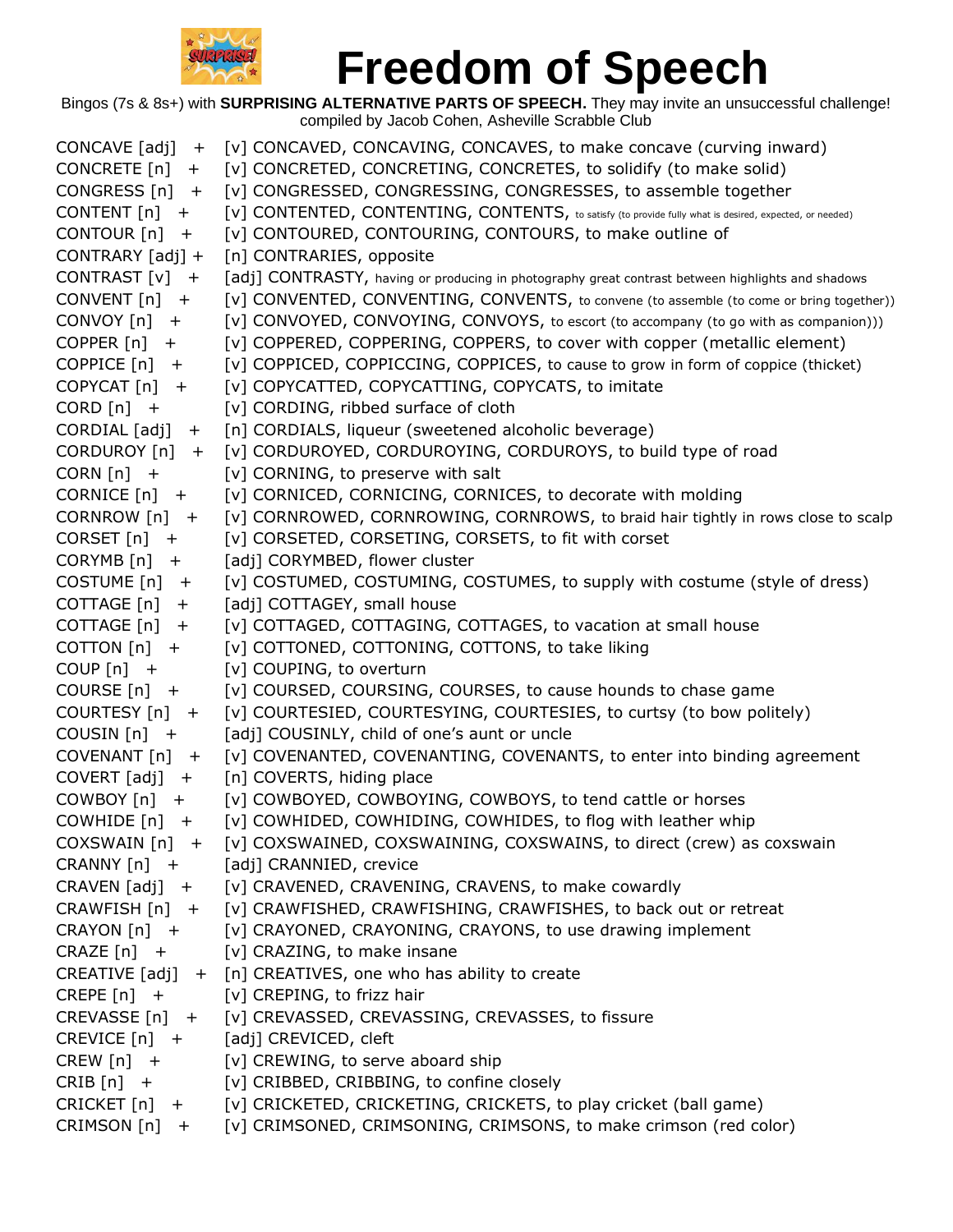# Freedom of Speech

Bingos (7s & 8s+) with **SURPRISING ALTERNATIVE PARTS OF SPEECH.** They may invite an unsuccessful challenge!
compiled by Jacob Cohen, Asheville Scrabble Club

CONCAVE [adj] + [v] CONCAVED, CONCAVING, CONCAVES, to make concave (curving inward)
CONCRETE [n] + [v] CONCRETED, CONCRETING, CONCRETES, to solidify (to make solid)
CONGRESS [n] + [v] CONGRESSED, CONGRESSING, CONGRESSES, to assemble together
CONTENT [n] + [v] CONTENTED, CONTENTING, CONTENTS, to satisfy (to provide fully what is desired, expected, or needed)
CONTOUR [n] + [v] CONTOURED, CONTOURING, CONTOURS, to make outline of
CONTRARY [adj] + [n] CONTRARIES, opposite
CONTRAST [v] + [adj] CONTRASTY, having or producing in photography great contrast between highlights and shadows
CONVENT [n] + [v] CONVENTED, CONVENTING, CONVENTS, to convene (to assemble (to come or bring together))
CONVOY [n] + [v] CONVOYED, CONVOYING, CONVOYS, to escort (to accompany (to go with as companion)))
COPPER [n] + [v] COPPERED, COPPERING, COPPERS, to cover with copper (metallic element)
COPPICE [n] + [v] COPPICED, COPPICCING, COPPICES, to cause to grow in form of coppice (thicket)
COPYCAT [n] + [v] COPYCATTED, COPYCATTING, COPYCATS, to imitate
CORD [n] + [v] CORDING, ribbed surface of cloth
CORDIAL [adj] + [n] CORDIALS, liqueur (sweetened alcoholic beverage)
CORDUROY [n] + [v] CORDUROYED, CORDUROYING, CORDUROYS, to build type of road
CORN [n] + [v] CORNING, to preserve with salt
CORNICE [n] + [v] CORNICED, CORNICING, CORNICES, to decorate with molding
CORNROW [n] + [v] CORNROWED, CORNROWING, CORNROWS, to braid hair tightly in rows close to scalp
CORSET [n] + [v] CORSETED, CORSETING, CORSETS, to fit with corset
CORYMB [n] + [adj] CORYMBED, flower cluster
COSTUME [n] + [v] COSTUMED, COSTUMING, COSTUMES, to supply with costume (style of dress)
COTTAGE [n] + [adj] COTTAGEY, small house
COTTAGE [n] + [v] COTTAGED, COTTAGING, COTTAGES, to vacation at small house
COTTON [n] + [v] COTTONED, COTTONING, COTTONS, to take liking
COUP [n] + [v] COUPING, to overturn
COURSE [n] + [v] COURSED, COURSING, COURSES, to cause hounds to chase game
COURTESY [n] + [v] COURTESIED, COURTESYING, COURTESIES, to curtsy (to bow politely)
COUSIN [n] + [adj] COUSINLY, child of one's aunt or uncle
COVENANT [n] + [v] COVENANTED, COVENANTING, COVENANTS, to enter into binding agreement
COVERT [adj] + [n] COVERTS, hiding place
COWBOY [n] + [v] COWBOYED, COWBOYING, COWBOYS, to tend cattle or horses
COWHIDE [n] + [v] COWHIDED, COWHIDING, COWHIDES, to flog with leather whip
COXSWAIN [n] + [v] COXSWAINED, COXSWAINING, COXSWAINS, to direct (crew) as coxswain
CRANNY [n] + [adj] CRANNIED, crevice
CRAVEN [adj] + [v] CRAVENED, CRAVENING, CRAVENS, to make cowardly
CRAWFISH [n] + [v] CRAWFISHED, CRAWFISHING, CRAWFISHES, to back out or retreat
CRAYON [n] + [v] CRAYONED, CRAYONING, CRAYONS, to use drawing implement
CRAZE [n] + [v] CRAZING, to make insane
CREATIVE [adj] + [n] CREATIVES, one who has ability to create
CREPE [n] + [v] CREPING, to frizz hair
CREVASSE [n] + [v] CREVASSED, CREVASSING, CREVASSES, to fissure
CREVICE [n] + [adj] CREVICED, cleft
CREW [n] + [v] CREWING, to serve aboard ship
CRIB [n] + [v] CRIBBED, CRIBBING, to confine closely
CRICKET [n] + [v] CRICKETED, CRICKETING, CRICKETS, to play cricket (ball game)
CRIMSON [n] + [v] CRIMSONED, CRIMSONING, CRIMSONS, to make crimson (red color)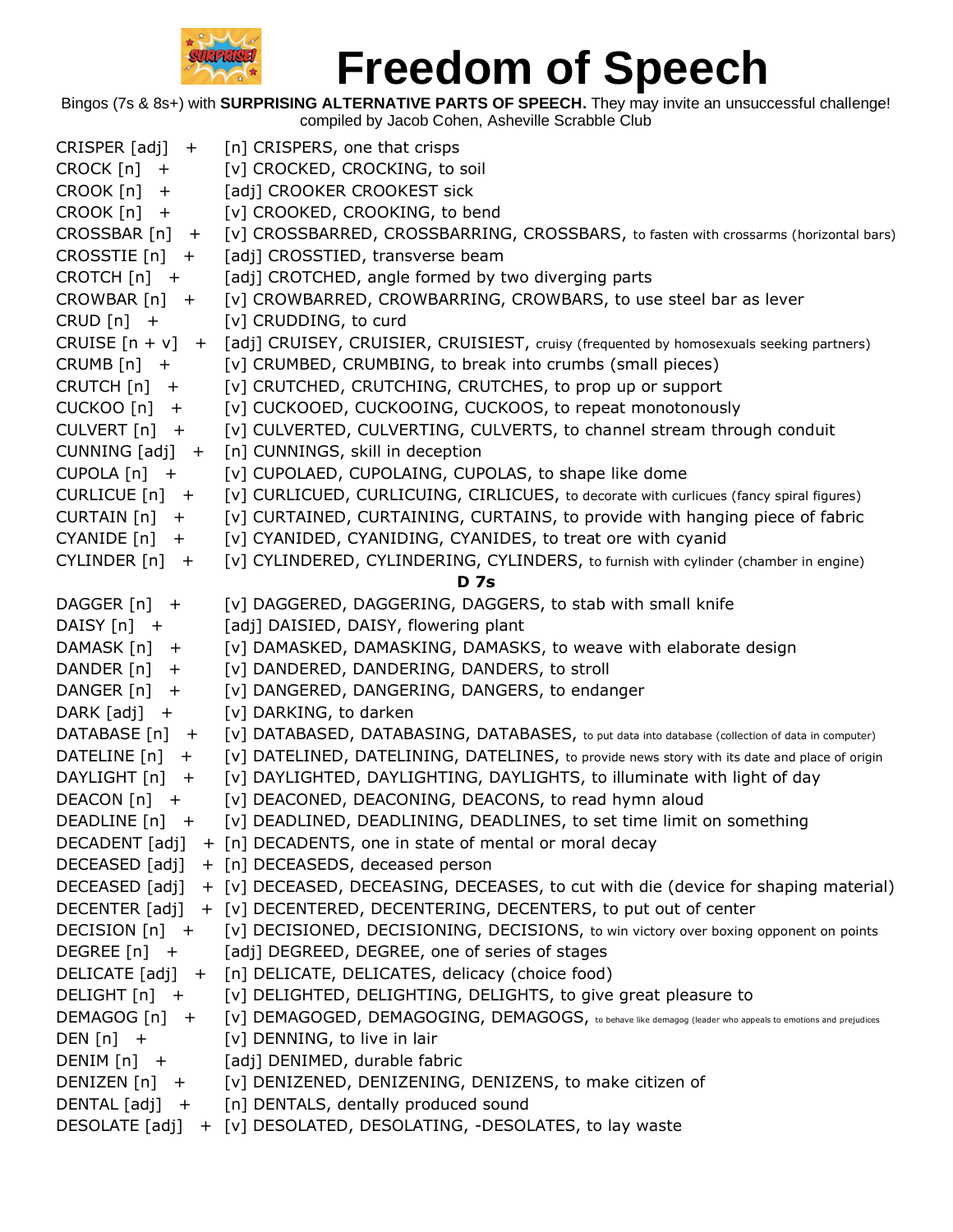# Freedom of Speech

Bingos (7s & 8s+) with **SURPRISING ALTERNATIVE PARTS OF SPEECH.** They may invite an unsuccessful challenge!
compiled by Jacob Cohen, Asheville Scrabble Club

CRISPER [adj] + [n] CRISPERS, one that crisps
CROCK [n] + [v] CROCKED, CROCKING, to soil
CROOK [n] + [adj] CROOKER CROOKEST sick
CROOK [n] + [v] CROOKED, CROOKING, to bend
CROSSBAR [n] + [v] CROSSBARRED, CROSSBARRING, CROSSBARS, to fasten with crossarms (horizontal bars)
CROSSTIE [n] + [adj] CROSSTIED, transverse beam
CROTCH [n] + [adj] CROTCHED, angle formed by two diverging parts
CROWBAR [n] + [v] CROWBARRED, CROWBARRING, CROWBARS, to use steel bar as lever
CRUD [n] + [v] CRUDDING, to curd
CRUISE [n + v] + [adj] CRUISEY, CRUISIER, CRUISIEST, cruisy (frequented by homosexuals seeking partners)
CRUMB [n] + [v] CRUMBED, CRUMBING, to break into crumbs (small pieces)
CRUTCH [n] + [v] CRUTCHED, CRUTCHING, CRUTCHES, to prop up or support
CUCKOO [n] + [v] CUCKOOED, CUCKOOING, CUCKOOS, to repeat monotonously
CULVERT [n] + [v] CULVERTED, CULVERTING, CULVERTS, to channel stream through conduit
CUNNING [adj] + [n] CUNNINGS, skill in deception
CUPOLA [n] + [v] CUPOLAED, CUPOLAING, CUPOLAS, to shape like dome
CURLICUE [n] + [v] CURLICUED, CURLICUING, CIRLICUES, to decorate with curlicues (fancy spiral figures)
CURTAIN [n] + [v] CURTAINED, CURTAINING, CURTAINS, to provide with hanging piece of fabric
CYANIDE [n] + [v] CYANIDED, CYANIDING, CYANIDES, to treat ore with cyanid
CYLINDER [n] + [v] CYLINDERED, CYLINDERING, CYLINDERS, to furnish with cylinder (chamber in engine)

**D 7s**

DAGGER [n] + [v] DAGGERED, DAGGERING, DAGGERS, to stab with small knife
DAISY [n] + [adj] DAISIED, DAISY, flowering plant
DAMASK [n] + [v] DAMASKED, DAMASKING, DAMASKS, to weave with elaborate design
DANDER [n] + [v] DANDERED, DANDERING, DANDERS, to stroll
DANGER [n] + [v] DANGERED, DANGERING, DANGERS, to endanger
DARK [adj] + [v] DARKING, to darken
DATABASE [n] + [v] DATABASED, DATABASING, DATABASES, to put data into database (collection of data in computer)
DATELINE [n] + [v] DATELINED, DATELINING, DATELINES, to provide news story with its date and place of origin
DAYLIGHT [n] + [v] DAYLIGHTED, DAYLIGHTING, DAYLIGHTS, to illuminate with light of day
DEACON [n] + [v] DEACONED, DEACONING, DEACONS, to read hymn aloud
DEADLINE [n] + [v] DEADLINED, DEADLINING, DEADLINES, to set time limit on something
DECADENT [adj] + [n] DECADENTS, one in state of mental or moral decay
DECEASED [adj] + [n] DECEASEDS, deceased person
DECEASED [adj] + [v] DECEASED, DECEASING, DECEASES, to cut with die (device for shaping material)
DECENTER [adj] + [v] DECENTERED, DECENTERING, DECENTERS, to put out of center
DECISION [n] + [v] DECISIONED, DECISIONING, DECISIONS, to win victory over boxing opponent on points
DEGREE [n] + [adj] DEGREED, DEGREE, one of series of stages
DELICATE [adj] + [n] DELICATE, DELICATES, delicacy (choice food)
DELIGHT [n] + [v] DELIGHTED, DELIGHTING, DELIGHTS, to give great pleasure to
DEMAGOG [n] + [v] DEMAGOGED, DEMAGOGING, DEMAGOGS, to behave like demagog (leader who appeals to emotions and prejudices
DEN [n] + [v] DENNING, to live in lair
DENIM [n] + [adj] DENIMED, durable fabric
DENIZEN [n] + [v] DENIZENED, DENIZENING, DENIZENS, to make citizen of
DENTAL [adj] + [n] DENTALS, dentally produced sound
DESOLATE [adj] + [v] DESOLATED, DESOLATING, -DESOLATES, to lay waste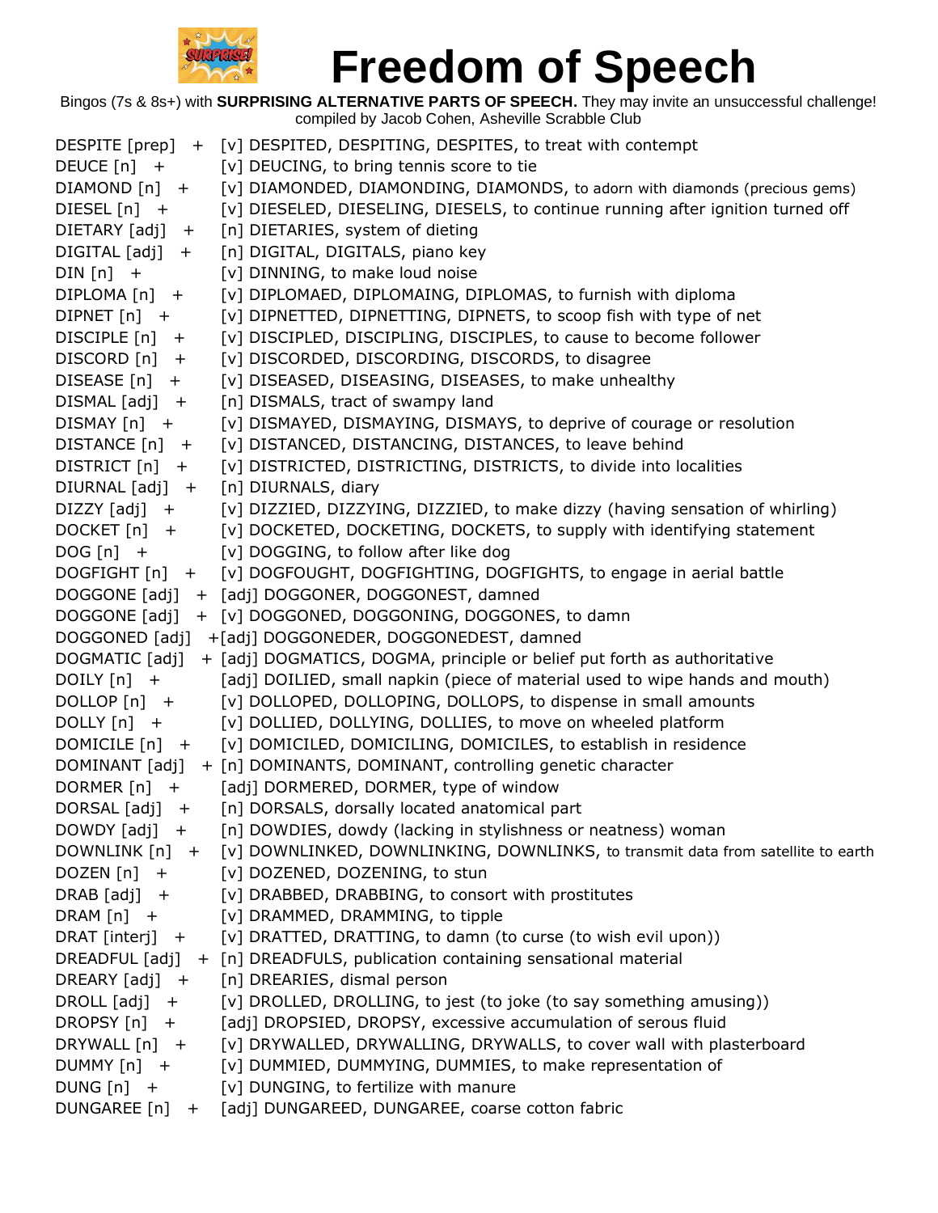# Freedom of Speech

Bingos (7s & 8s+) with **SURPRISING ALTERNATIVE PARTS OF SPEECH.** They may invite an unsuccessful challenge!
compiled by Jacob Cohen, Asheville Scrabble Club

DESPITE [prep] + [v] DESPITED, DESPITING, DESPITES, to treat with contempt
DEUCE [n] + [v] DEUCING, to bring tennis score to tie
DIAMOND [n] + [v] DIAMONDED, DIAMONDING, DIAMONDS, to adorn with diamonds (precious gems)
DIESEL [n] + [v] DIESELED, DIESELING, DIESELS, to continue running after ignition turned off
DIETARY [adj] + [n] DIETARIES, system of dieting
DIGITAL [adj] + [n] DIGITAL, DIGITALS, piano key
DIN [n] + [v] DINNING, to make loud noise
DIPLOMA [n] + [v] DIPLOMAED, DIPLOMAING, DIPLOMAS, to furnish with diploma
DIPNET [n] + [v] DIPNETTED, DIPNETTING, DIPNETS, to scoop fish with type of net
DISCIPLE [n] + [v] DISCIPLED, DISCIPLING, DISCIPLES, to cause to become follower
DISCORD [n] + [v] DISCORDED, DISCORDING, DISCORDS, to disagree
DISEASE [n] + [v] DISEASED, DISEASING, DISEASES, to make unhealthy
DISMAL [adj] + [n] DISMALS, tract of swampy land
DISMAY [n] + [v] DISMAYED, DISMAYING, DISMAYS, to deprive of courage or resolution
DISTANCE [n] + [v] DISTANCED, DISTANCING, DISTANCES, to leave behind
DISTRICT [n] + [v] DISTRICTED, DISTRICTING, DISTRICTS, to divide into localities
DIURNAL [adj] + [n] DIURNALS, diary
DIZZY [adj] + [v] DIZZIED, DIZZYING, DIZZIED, to make dizzy (having sensation of whirling)
DOCKET [n] + [v] DOCKETED, DOCKETING, DOCKETS, to supply with identifying statement
DOG [n] + [v] DOGGING, to follow after like dog
DOGFIGHT [n] + [v] DOGFOUGHT, DOGFIGHTING, DOGFIGHTS, to engage in aerial battle
DOGGONE [adj] + [adj] DOGGONER, DOGGONEST, damned
DOGGONE [adj] + [v] DOGGONED, DOGGONING, DOGGONES, to damn
DOGGONED [adj] +[adj] DOGGONEDER, DOGGONEDEST, damned
DOGMATIC [adj] + [adj] DOGMATICS, DOGMA, principle or belief put forth as authoritative
DOILY [n] + [adj] DOILIED, small napkin (piece of material used to wipe hands and mouth)
DOLLOP [n] + [v] DOLLOPED, DOLLOPING, DOLLOPS, to dispense in small amounts
DOLLY [n] + [v] DOLLIED, DOLLYING, DOLLIES, to move on wheeled platform
DOMICILE [n] + [v] DOMICILED, DOMICILING, DOMICILES, to establish in residence
DOMINANT [adj] + [n] DOMINANTS, DOMINANT, controlling genetic character
DORMER [n] + [adj] DORMERED, DORMER, type of window
DORSAL [adj] + [n] DORSALS, dorsally located anatomical part
DOWDY [adj] + [n] DOWDIES, dowdy (lacking in stylishness or neatness) woman
DOWNLINK [n] + [v] DOWNLINKED, DOWNLINKING, DOWNLINKS, to transmit data from satellite to earth
DOZEN [n] + [v] DOZENED, DOZENING, to stun
DRAB [adj] + [v] DRABBED, DRABBING, to consort with prostitutes
DRAM [n] + [v] DRAMMED, DRAMMING, to tipple
DRAT [interj] + [v] DRATTED, DRATTING, to damn (to curse (to wish evil upon))
DREADFUL [adj] + [n] DREADFULS, publication containing sensational material
DREARY [adj] + [n] DREARIES, dismal person
DROLL [adj] + [v] DROLLED, DROLLING, to jest (to joke (to say something amusing))
DROPSY [n] + [adj] DROPSIED, DROPSY, excessive accumulation of serous fluid
DRYWALL [n] + [v] DRYWALLED, DRYWALLING, DRYWALLS, to cover wall with plasterboard
DUMMY [n] + [v] DUMMIED, DUMMYING, DUMMIES, to make representation of
DUNG [n] + [v] DUNGING, to fertilize with manure
DUNGAREE [n] + [adj] DUNGAREED, DUNGAREE, coarse cotton fabric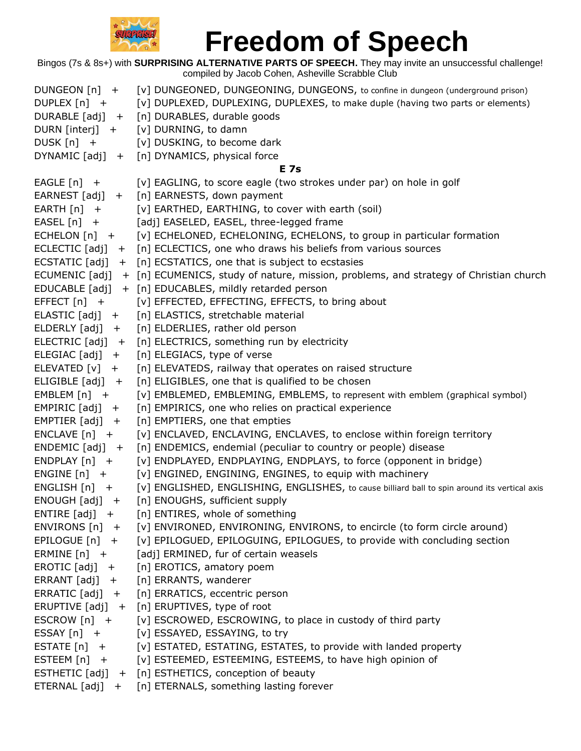# Freedom of Speech

Bingos (7s & 8s+) with **SURPRISING ALTERNATIVE PARTS OF SPEECH.** They may invite an unsuccessful challenge!
compiled by Jacob Cohen, Asheville Scrabble Club

DUNGEON [n] + [v] DUNGEONED, DUNGEONING, DUNGEONS, to confine in dungeon (underground prison)
DUPLEX [n] + [v] DUPLEXED, DUPLEXING, DUPLEXES, to make duple (having two parts or elements)
DURABLE [adj] + [n] DURABLES, durable goods
DURN [interj] + [v] DURNING, to damn
DUSK [n] + [v] DUSKING, to become dark
DYNAMIC [adj] + [n] DYNAMICS, physical force

**E 7s**

EAGLE [n] + [v] EAGLING, to score eagle (two strokes under par) on hole in golf
EARNEST [adj] + [n] EARNESTS, down payment
EARTH [n] + [v] EARTHED, EARTHING, to cover with earth (soil)
EASEL [n] + [adj] EASELED, EASEL, three-legged frame
ECHELON [n] + [v] ECHELONED, ECHELONING, ECHELONS, to group in particular formation
ECLECTIC [adj] + [n] ECLECTICS, one who draws his beliefs from various sources
ECSTATIC [adj] + [n] ECSTATICS, one that is subject to ecstasies
ECUMENIC [adj] + [n] ECUMENICS, study of nature, mission, problems, and strategy of Christian church
EDUCABLE [adj] + [n] EDUCABLES, mildly retarded person
EFFECT [n] + [v] EFFECTED, EFFECTING, EFFECTS, to bring about
ELASTIC [adj] + [n] ELASTICS, stretchable material
ELDERLY [adj] + [n] ELDERLIES, rather old person
ELECTRIC [adj] + [n] ELECTRICS, something run by electricity
ELEGIAC [adj] + [n] ELEGIACS, type of verse
ELEVATED [v] + [n] ELEVATEDS, railway that operates on raised structure
ELIGIBLE [adj] + [n] ELIGIBLES, one that is qualified to be chosen
EMBLEM [n] + [v] EMBLEMED, EMBLEMING, EMBLEMS, to represent with emblem (graphical symbol)
EMPIRIC [adj] + [n] EMPIRICS, one who relies on practical experience
EMPTIER [adj] + [n] EMPTIERS, one that empties
ENCLAVE [n] + [v] ENCLAVED, ENCLAVING, ENCLAVES, to enclose within foreign territory
ENDEMIC [adj] + [n] ENDEMICS, endemial (peculiar to country or people) disease
ENDPLAY [n] + [v] ENDPLAYED, ENDPLAYING, ENDPLAYS, to force (opponent in bridge)
ENGINE [n] + [v] ENGINED, ENGINING, ENGINES, to equip with machinery
ENGLISH [n] + [v] ENGLISHED, ENGLISHING, ENGLISHES, to cause billiard ball to spin around its vertical axis
ENOUGH [adj] + [n] ENOUGHS, sufficient supply
ENTIRE [adj] + [n] ENTIRES, whole of something
ENVIRONS [n] + [v] ENVIRONED, ENVIRONING, ENVIRONS, to encircle (to form circle around)
EPILOGUE [n] + [v] EPILOGUED, EPILOGUING, EPILOGUES, to provide with concluding section
ERMINE [n] + [adj] ERMINED, fur of certain weasels
EROTIC [adj] + [n] EROTICS, amatory poem
ERRANT [adj] + [n] ERRANTS, wanderer
ERRATIC [adj] + [n] ERRATICS, eccentric person
ERUPTIVE [adj] + [n] ERUPTIVES, type of root
ESCROW [n] + [v] ESCROWED, ESCROWING, to place in custody of third party
ESSAY [n] + [v] ESSAYED, ESSAYING, to try
ESTATE [n] + [v] ESTATED, ESTATING, ESTATES, to provide with landed property
ESTEEM [n] + [v] ESTEEMED, ESTEEMING, ESTEEMS, to have high opinion of
ESTHETIC [adj] + [n] ESTHETICS, conception of beauty
ETERNAL [adj] + [n] ETERNALS, something lasting forever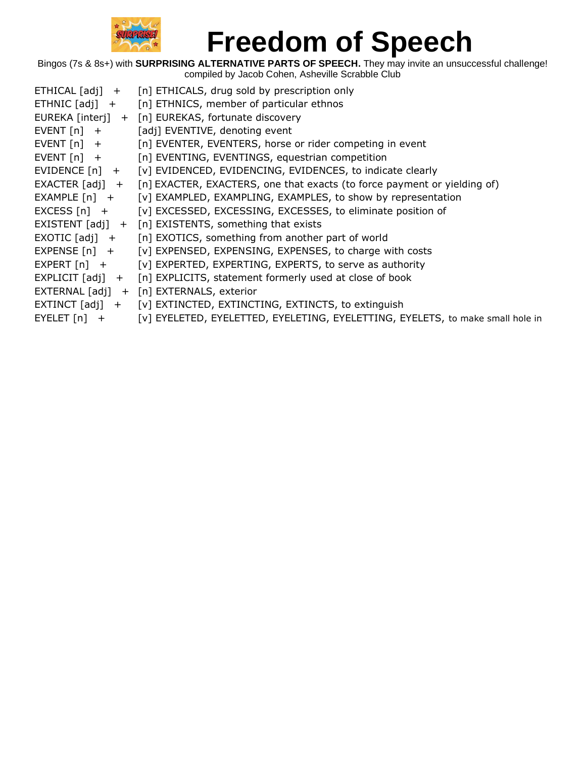# Freedom of Speech

Bingos (7s & 8s+) with **SURPRISING ALTERNATIVE PARTS OF SPEECH.** They may invite an unsuccessful challenge!
compiled by Jacob Cohen, Asheville Scrabble Club

| | |
|---|---|
| ETHICAL [adj] + | [n] ETHICALS, drug sold by prescription only |
| ETHNIC [adj] + | [n] ETHNICS, member of particular ethnos |
| EUREKA [interj] + | [n] EUREKAS, fortunate discovery |
| EVENT [n] + | [adj] EVENTIVE, denoting event |
| EVENT [n] + | [n] EVENTER, EVENTERS, horse or rider competing in event |
| EVENT [n] + | [n] EVENTING, EVENTINGS, equestrian competition |
| EVIDENCE [n] + | [v] EVIDENCED, EVIDENCING, EVIDENCES, to indicate clearly |
| EXACTER [adj] + | [n] EXACTER, EXACTERS, one that exacts (to force payment or yielding of) |
| EXAMPLE [n] + | [v] EXAMPLED, EXAMPLING, EXAMPLES, to show by representation |
| EXCESS [n] + | [v] EXCESSED, EXCESSING, EXCESSES, to eliminate position of |
| EXISTENT [adj] + | [n] EXISTENTS, something that exists |
| EXOTIC [adj] + | [n] EXOTICS, something from another part of world |
| EXPENSE [n] + | [v] EXPENSED, EXPENSING, EXPENSES, to charge with costs |
| EXPERT [n] + | [v] EXPERTED, EXPERTING, EXPERTS, to serve as authority |
| EXPLICIT [adj] + | [n] EXPLICITS, statement formerly used at close of book |
| EXTERNAL [adj] + | [n] EXTERNALS, exterior |
| EXTINCT [adj] + | [v] EXTINCTED, EXTINCTING, EXTINCTS, to extinguish |
| EYELET [n] + | [v] EYELETED, EYELETTED, EYELETING, EYELETTING, EYELETS, to make small hole in |